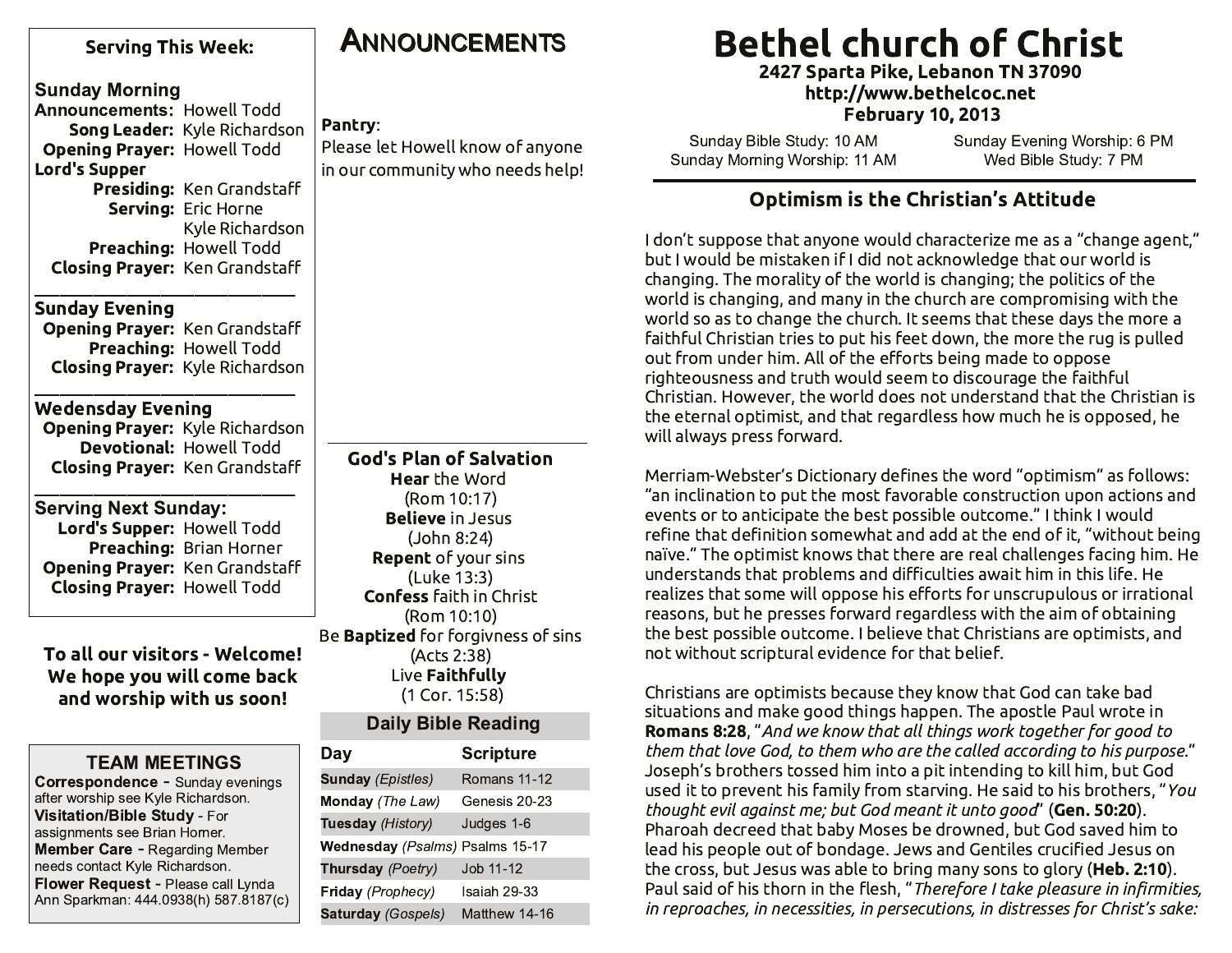### Serving This Week:

**Sunday Morning**
**Announcements:** Howell Todd
**Song Leader:** Kyle Richardson
**Opening Prayer:** Howell Todd
**Lord's Supper**
**Presiding:** Ken Grandstaff
**Serving:** Eric Horne
Kyle Richardson
**Preaching:** Howell Todd
**Closing Prayer:** Ken Grandstaff

---

**Sunday Evening**
**Opening Prayer:** Ken Grandstaff
**Preaching:** Howell Todd
**Closing Prayer:** Kyle Richardson

---

**Wedensday Evening**
**Opening Prayer:** Kyle Richardson
**Devotional:** Howell Todd
**Closing Prayer:** Ken Grandstaff

---

**Serving Next Sunday:**
**Lord's Supper:** Howell Todd
**Preaching:** Brian Horner
**Opening Prayer:** Ken Grandstaff
**Closing Prayer:** Howell Todd

**To all our visitors - Welcome! We hope you will come back and worship with us soon!**

### TEAM MEETINGS

**Correspondence** - Sunday evenings after worship see Kyle Richardson.
**Visitation/Bible Study** - For assignments see Brian Horner.
**Member Care** - Regarding Member needs contact Kyle Richardson.
**Flower Request** - Please call Lynda Ann Sparkman: 444.0938(h) 587.8187(c)

## Announcements

**Pantry**:
Please let Howell know of anyone in our community who needs help!

---

### God's Plan of Salvation

**Hear** the Word
(Rom 10:17)
**Believe** in Jesus
(John 8:24)
**Repent** of your sins
(Luke 13:3)
**Confess** faith in Christ
(Rom 10:10)
Be **Baptized** for forgivness of sins
(Acts 2:38)
Live **Faithfully**
(1 Cor. 15:58)

### Daily Bible Reading

| Day | Scripture |
|---|---|
| **Sunday** *(Epistles)* | Romans 11-12 |
| **Monday** *(The Law)* | Genesis 20-23 |
| **Tuesday** *(History)* | Judges 1-6 |
| **Wednesday** *(Psalms)* | Psalms 15-17 |
| **Thursday** *(Poetry)* | Job 11-12 |
| **Friday** *(Prophecy)* | Isaiah 29-33 |
| **Saturday** *(Gospels)* | Matthew 14-16 |

# Bethel church of Christ

**2427 Sparta Pike, Lebanon TN 37090**
**http://www.bethelcoc.net**
**February 10, 2013**

Sunday Bible Study: 10 AM
Sunday Morning Worship: 11 AM
Sunday Evening Worship: 6 PM
Wed Bible Study: 7 PM

---

## Optimism is the Christian's Attitude

I don't suppose that anyone would characterize me as a "change agent," but I would be mistaken if I did not acknowledge that our world is changing. The morality of the world is changing; the politics of the world is changing, and many in the church are compromising with the world so as to change the church. It seems that these days the more a faithful Christian tries to put his feet down, the more the rug is pulled out from under him. All of the efforts being made to oppose righteousness and truth would seem to discourage the faithful Christian. However, the world does not understand that the Christian is the eternal optimist, and that regardless how much he is opposed, he will always press forward.

Merriam-Webster's Dictionary defines the word "optimism" as follows: "an inclination to put the most favorable construction upon actions and events or to anticipate the best possible outcome." I think I would refine that definition somewhat and add at the end of it, "without being naïve." The optimist knows that there are real challenges facing him. He understands that problems and difficulties await him in this life. He realizes that some will oppose his efforts for unscrupulous or irrational reasons, but he presses forward regardless with the aim of obtaining the best possible outcome. I believe that Christians are optimists, and not without scriptural evidence for that belief.

Christians are optimists because they know that God can take bad situations and make good things happen. The apostle Paul wrote in **Romans 8:28**, "*And we know that all things work together for good to them that love God, to them who are the called according to his purpose*." Joseph's brothers tossed him into a pit intending to kill him, but God used it to prevent his family from starving. He said to his brothers, "*You thought evil against me; but God meant it unto good*" (**Gen. 50:20**). Pharoah decreed that baby Moses be drowned, but God saved him to lead his people out of bondage. Jews and Gentiles crucified Jesus on the cross, but Jesus was able to bring many sons to glory (**Heb. 2:10**). Paul said of his thorn in the flesh, "*Therefore I take pleasure in infirmities, in reproaches, in necessities, in persecutions, in distresses for Christ's sake:*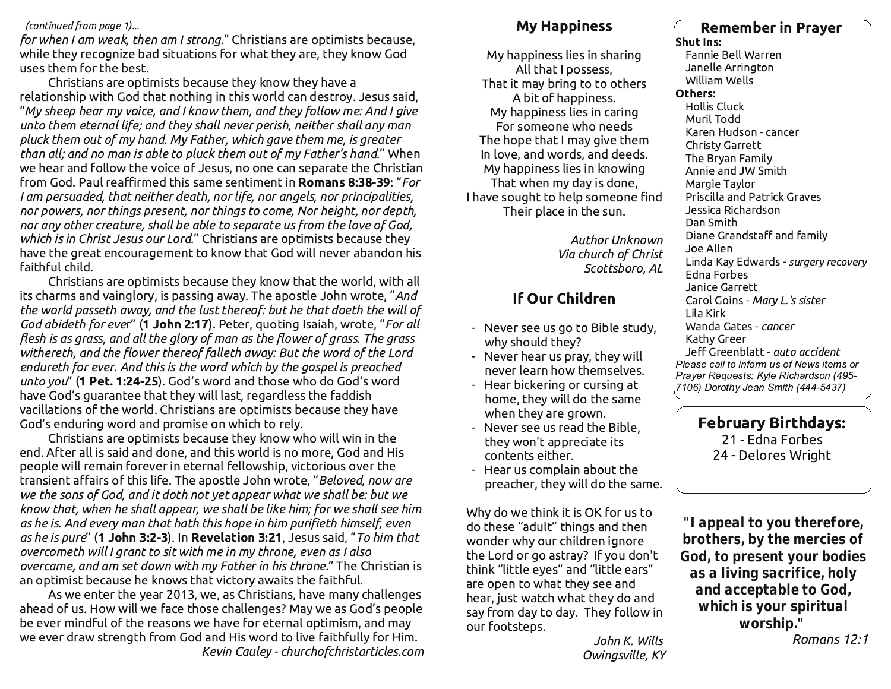*(continued from page 1)...*

*for when I am weak, then am I strong.*" Christians are optimists because, while they recognize bad situations for what they are, they know God uses them for the best.

Christians are optimists because they know they have a relationship with God that nothing in this world can destroy. Jesus said, "*My sheep hear my voice, and I know them, and they follow me: And I give unto them eternal life; and they shall never perish, neither shall any man pluck them out of my hand. My Father, which gave them me, is greater than all; and no man is able to pluck them out of my Father's hand.*" When we hear and follow the voice of Jesus, no one can separate the Christian from God. Paul reaffirmed this same sentiment in **Romans 8:38-39**: "*For I am persuaded, that neither death, nor life, nor angels, nor principalities, nor powers, nor things present, nor things to come, Nor height, nor depth, nor any other creature, shall be able to separate us from the love of God, which is in Christ Jesus our Lord.*" Christians are optimists because they have the great encouragement to know that God will never abandon his faithful child.

Christians are optimists because they know that the world, with all its charms and vainglory, is passing away. The apostle John wrote, "*And the world passeth away, and the lust thereof: but he that doeth the will of God abideth for ever*" (**1 John 2:17**). Peter, quoting Isaiah, wrote, "*For all flesh is as grass, and all the glory of man as the flower of grass. The grass withereth, and the flower thereof falleth away: But the word of the Lord endureth for ever. And this is the word which by the gospel is preached unto you*" (**1 Pet. 1:24-25**). God's word and those who do God's word have God's guarantee that they will last, regardless the faddish vacillations of the world. Christians are optimists because they have God's enduring word and promise on which to rely.

Christians are optimists because they know who will win in the end. After all is said and done, and this world is no more, God and His people will remain forever in eternal fellowship, victorious over the transient affairs of this life. The apostle John wrote, "*Beloved, now are we the sons of God, and it doth not yet appear what we shall be: but we know that, when he shall appear, we shall be like him; for we shall see him as he is. And every man that hath this hope in him purifieth himself, even as he is pure*" (**1 John 3:2-3**). In **Revelation 3:21**, Jesus said, "*To him that overcometh will I grant to sit with me in my throne, even as I also overcame, and am set down with my Father in his throne.*" The Christian is an optimist because he knows that victory awaits the faithful.

As we enter the year 2013, we, as Christians, have many challenges ahead of us. How will we face those challenges? May we as God's people be ever mindful of the reasons we have for eternal optimism, and may we ever draw strength from God and His word to live faithfully for Him.

*Kevin Cauley - churchofchristarticles.com*

## My Happiness

My happiness lies in sharing
All that I possess,
That it may bring to to others
A bit of happiness.
My happiness lies in caring
For someone who needs
The hope that I may give them
In love, and words, and deeds.
My happiness lies in knowing
That when my day is done,
I have sought to help someone find
Their place in the sun.

*Author Unknown*
*Via church of Christ*
*Scottsboro, AL*

## If Our Children

- Never see us go to Bible study, why should they?
- Never hear us pray, they will never learn how themselves.
- Hear bickering or cursing at home, they will do the same when they are grown.
- Never see us read the Bible, they won't appreciate its contents either.
- Hear us complain about the preacher, they will do the same.

Why do we think it is OK for us to do these "adult" things and then wonder why our children ignore the Lord or go astray? If you don't think "little eyes" and "little ears" are open to what they see and hear, just watch what they do and say from day to day. They follow in our footsteps.

*John K. Wills*
*Owingsville, KY*

## Remember in Prayer

**Shut Ins:**

- Fannie Bell Warren
- Janelle Arrington
- William Wells

**Others:**

- Hollis Cluck
- Muril Todd
- Karen Hudson - cancer
- Christy Garrett
- The Bryan Family
- Annie and JW Smith
- Margie Taylor
- Priscilla and Patrick Graves
- Jessica Richardson
- Dan Smith
- Diane Grandstaff and family
- Joe Allen
- Linda Kay Edwards - *surgery recovery*
- Edna Forbes
- Janice Garrett
- Carol Goins - *Mary L.'s sister*
- Lila Kirk
- Wanda Gates - *cancer*
- Kathy Greer
- Jeff Greenblatt - *auto accident*

*Please call to inform us of News items or Prayer Requests: Kyle Richardson (495-7106) Dorothy Jean Smith (444-5437)*

## February Birthdays:

21 - Edna Forbes
24 - Delores Wright

**"I appeal to you therefore, brothers, by the mercies of God, to present your bodies as a living sacrifice, holy and acceptable to God, which is your spiritual worship."**

*Romans 12:1*